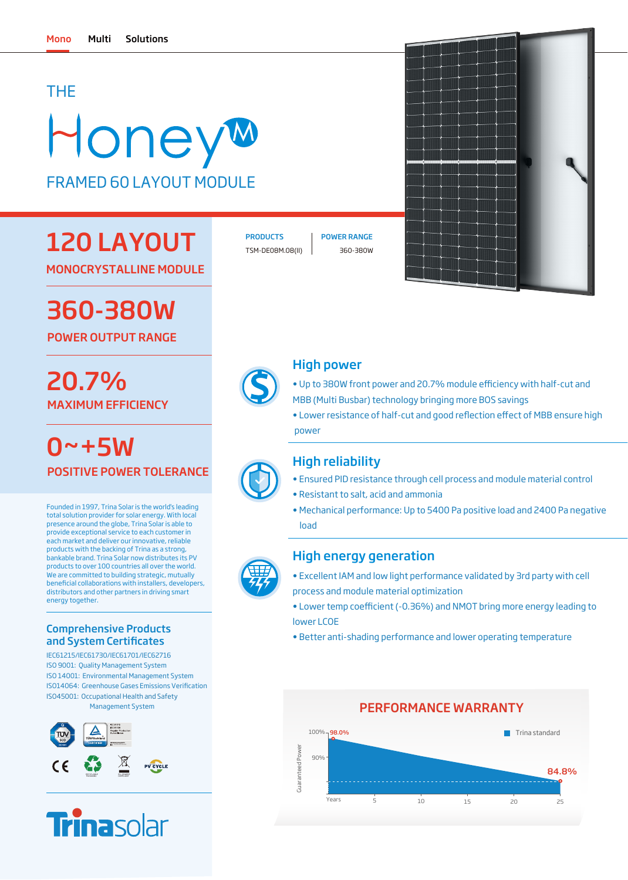Mono Multi Solutions

# THE Honey[M]

## FRAMED 60 LAYOUT MODULE

# 120 LAYOUT

**MONOCRYSTALLINE MODULE**

| PRODUCTS | POWER RANGE |
| --- | --- |
| TSM-DE08M.08(II) | 360-380W |

# 360-380W

**POWER OUTPUT RANGE**

# 20.7%

**MAXIMUM EFFICIENCY**

# 0~+5W

**POSITIVE POWER TOLERANCE**

Founded in 1997, Trina Solar is the world's leading total solution provider for solar energy. With local presence around the globe, Trina Solar is able to provide exceptional service to each customer in each market and deliver our innovative, reliable products with the backing of Trina as a strong, bankable brand. Trina Solar now distributes its PV products to over 100 countries all over the world. We are committed to building strategic, mutually beneficial collaborations with installers, developers, distributors and other partners in driving smart energy together.

## Comprehensive Products and System Certificates

IEC61215/IEC61730/IEC61701/IEC62716
ISO 9001: Quality Management System
ISO 14001: Environmental Management System
ISO14064: Greenhouse Gases Emissions Verification
ISO45001: Occupational Health and Safety Management System

## High power

- Up to 380W front power and 20.7% module efficiency with half-cut and MBB (Multi Busbar) technology bringing more BOS savings
- Lower resistance of half-cut and good reflection effect of MBB ensure high power

## High reliability

- Ensured PID resistance through cell process and module material control
- Resistant to salt, acid and ammonia
- Mechanical performance: Up to 5400 Pa positive load and 2400 Pa negative load

## High energy generation

- Excellent IAM and low light performance validated by 3rd party with cell process and module material optimization
- Lower temp coefficient (-0.36%) and NMOT bring more energy leading to lower LCOE
- Better anti-shading performance and lower operating temperature

## PERFORMANCE WARRANTY

Trina standard

Guaranteed Power: 100%, 90%; 98.0% (start) — 84.8% (year 25)

Years: 5, 10, 15, 20, 25

Trinasolar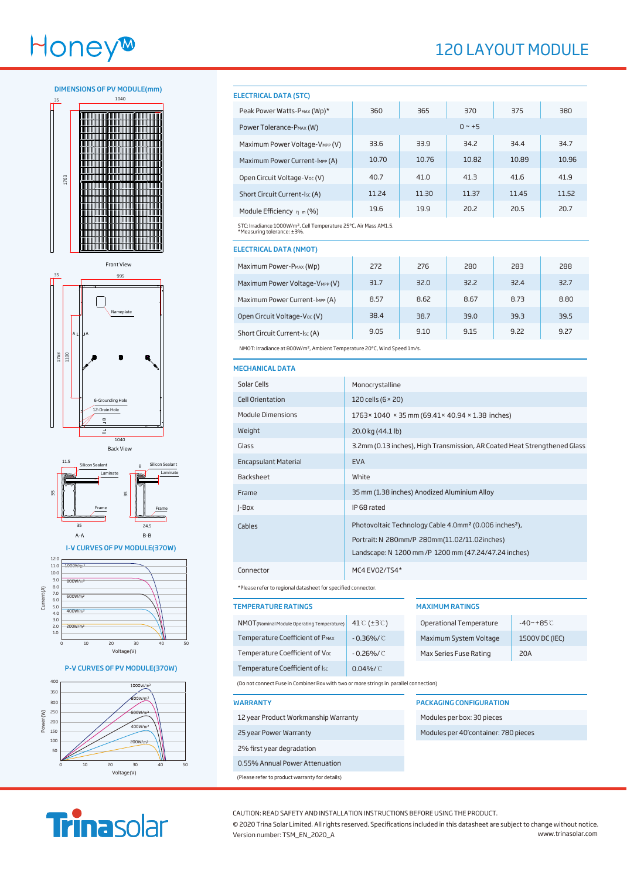# Honey

# 120 LAYOUT MODULE

## DIMENSIONS OF PV MODULE(mm)

35
1040
1763

Front View

35
995
Nameplate
A
A
1763
1100
6-Grounding Hole
12-Drain Hole
B
B
1040

Back View

11.5
Silicon Sealant
Laminate
35
Frame
35
A-A

B
Silicon Sealant
Laminate
35
Frame
24.5
B-B

## I-V CURVES OF PV MODULE(370W)

Current(A)
12.0
11.0
10.0
9.0
8.0
7.0
6.0
5.0
4.0
3.0
2.0
1.0
1000W/m²
800W/m²
600W/m²
400W/m²
200W/m²
0 10 20 30 40 50
Voltage(V)

## P-V CURVES OF PV MODULE(370W)

Power(W)
400
350
300
250
200
150
100
50
1000W/m²
800W/m²
600W/m²
400W/m²
200W/m²
0 10 20 30 40 50
Voltage(V)

## ELECTRICAL DATA (STC)

| | | | | | |
|---|---|---|---|---|---|
| Peak Power Watts-$P_{MAX}$ (Wp)* | 360 | 365 | 370 | 375 | 380 |
| Power Tolerance-$P_{MAX}$ (W) | 0 ~ +5 | | | | |
| Maximum Power Voltage-$V_{MPP}$ (V) | 33.6 | 33.9 | 34.2 | 34.4 | 34.7 |
| Maximum Power Current-$I_{MPP}$ (A) | 10.70 | 10.76 | 10.82 | 10.89 | 10.96 |
| Open Circuit Voltage-$V_{OC}$ (V) | 40.7 | 41.0 | 41.3 | 41.6 | 41.9 |
| Short Circuit Current-$I_{SC}$ (A) | 11.24 | 11.30 | 11.37 | 11.45 | 11.52 |
| Module Efficiency $\eta_m$ (%) | 19.6 | 19.9 | 20.2 | 20.5 | 20.7 |

STC: Irradiance 1000W/m², Cell Temperature 25°C, Air Mass AM1.5.
*Measuring tolerance: ±3%.

## ELECTRICAL DATA (NMOT)

| | | | | | |
|---|---|---|---|---|---|
| Maximum Power-$P_{MAX}$ (Wp) | 272 | 276 | 280 | 283 | 288 |
| Maximum Power Voltage-$V_{MPP}$ (V) | 31.7 | 32.0 | 32.2 | 32.4 | 32.7 |
| Maximum Power Current-$I_{MPP}$ (A) | 8.57 | 8.62 | 8.67 | 8.73 | 8.80 |
| Open Circuit Voltage-$V_{OC}$ (V) | 38.4 | 38.7 | 39.0 | 39.3 | 39.5 |
| Short Circuit Current-$I_{SC}$ (A) | 9.05 | 9.10 | 9.15 | 9.22 | 9.27 |

NMOT: Irradiance at 800W/m², Ambient Temperature 20°C, Wind Speed 1m/s.

## MECHANICAL DATA

| | |
|---|---|
| Solar Cells | Monocrystalline |
| Cell Orientation | 120 cells (6× 20) |
| Module Dimensions | 1763× 1040 × 35 mm (69.41× 40.94 × 1.38 inches) |
| Weight | 20.0 kg (44.1 lb) |
| Glass | 3.2mm (0.13 inches), High Transmission, AR Coated Heat Strengthened Glass |
| Encapsulant Material | EVA |
| Backsheet | White |
| Frame | 35 mm (1.38 inches) Anodized Aluminium Alloy |
| J-Box | IP 68 rated |
| Cables | Photovoltaic Technology Cable 4.0mm² (0.006 inches²), Portrait: N 280mm/P 280mm(11.02/11.02inches) Landscape: N 1200 mm /P 1200 mm (47.24/47.24 inches) |
| Connector | MC4 EVO2/TS4* |

*Please refer to regional datasheet for specified connector.

## TEMPERATURE RATINGS

| | |
|---|---|
| NMOT(Nominal Module Operating Temperature) | 41℃ (±3℃) |
| Temperature Coefficient of $P_{MAX}$ | - 0.36%/℃ |
| Temperature Coefficient of $V_{OC}$ | - 0.26%/℃ |
| Temperature Coefficient of $I_{SC}$ | 0.04%/℃ |

## MAXIMUM RATINGS

| | |
|---|---|
| Operational Temperature | -40~+85℃ |
| Maximum System Voltage | 1500V DC (IEC) |
| Max Series Fuse Rating | 20A |

(Do not connect Fuse in Combiner Box with two or more strings in parallel connection)

## WARRANTY

12 year Product Workmanship Warranty

25 year Power Warranty

2% first year degradation

0.55% Annual Power Attenuation

(Please refer to product warranty for details)

## PACKAGING CONFIGURATION

Modules per box: 30 pieces

Modules per 40'container: 780 pieces

Trinasolar

CAUTION: READ SAFETY AND INSTALLATION INSTRUCTIONS BEFORE USING THE PRODUCT.
© 2020 Trina Solar Limited. All rights reserved. Specifications included in this datasheet are subject to change without notice.
Version number: TSM_EN_2020_A
www.trinasolar.com